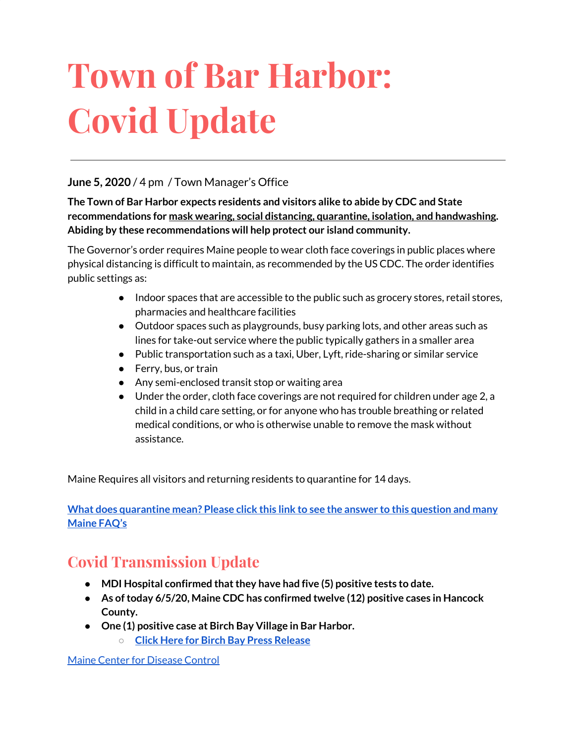# Town of Bar Harbor: Covid Update

**June 5, 2020** / 4 pm / Town Manager's Office

**The Town of Bar Harbor expects residents and visitors alike to abide by CDC and State recommendations for mask wearing, social distancing, quarantine, isolation, and handwashing. Abiding by these recommendations will help protect our island community.**

The Governor's order requires Maine people to wear cloth face coverings in public places where physical distancing is difficult to maintain, as recommended by the US CDC. The order identifies public settings as:

- Indoor spaces that are accessible to the public such as grocery stores, retail stores, pharmacies and healthcare facilities
- Outdoor spaces such as playgrounds, busy parking lots, and other areas such as lines for take-out service where the public typically gathers in a smaller area
- Public transportation such as a taxi, Uber, Lyft, ride-sharing or similar service
- Ferry, bus, or train
- Any semi-enclosed transit stop or waiting area
- Under the order, cloth face coverings are not required for children under age 2, a child in a child care setting, or for anyone who has trouble breathing or related medical conditions, or who is otherwise unable to remove the mask without assistance.

Maine Requires all visitors and returning residents to quarantine for 14 days.

**What does quarantine mean? Please click this link to see the answer to this question and many Maine FAQ's**

## Covid Transmission Update

- **MDI Hospital confirmed that they have had five (5) positive tests to date.**
- **As of today 6/5/20, Maine CDC has confirmed twelve (12) positive cases in Hancock County.**
- **One (1) positive case at Birch Bay Village in Bar Harbor.**
  - **Click Here for Birch Bay Press Release**

Maine Center for Disease Control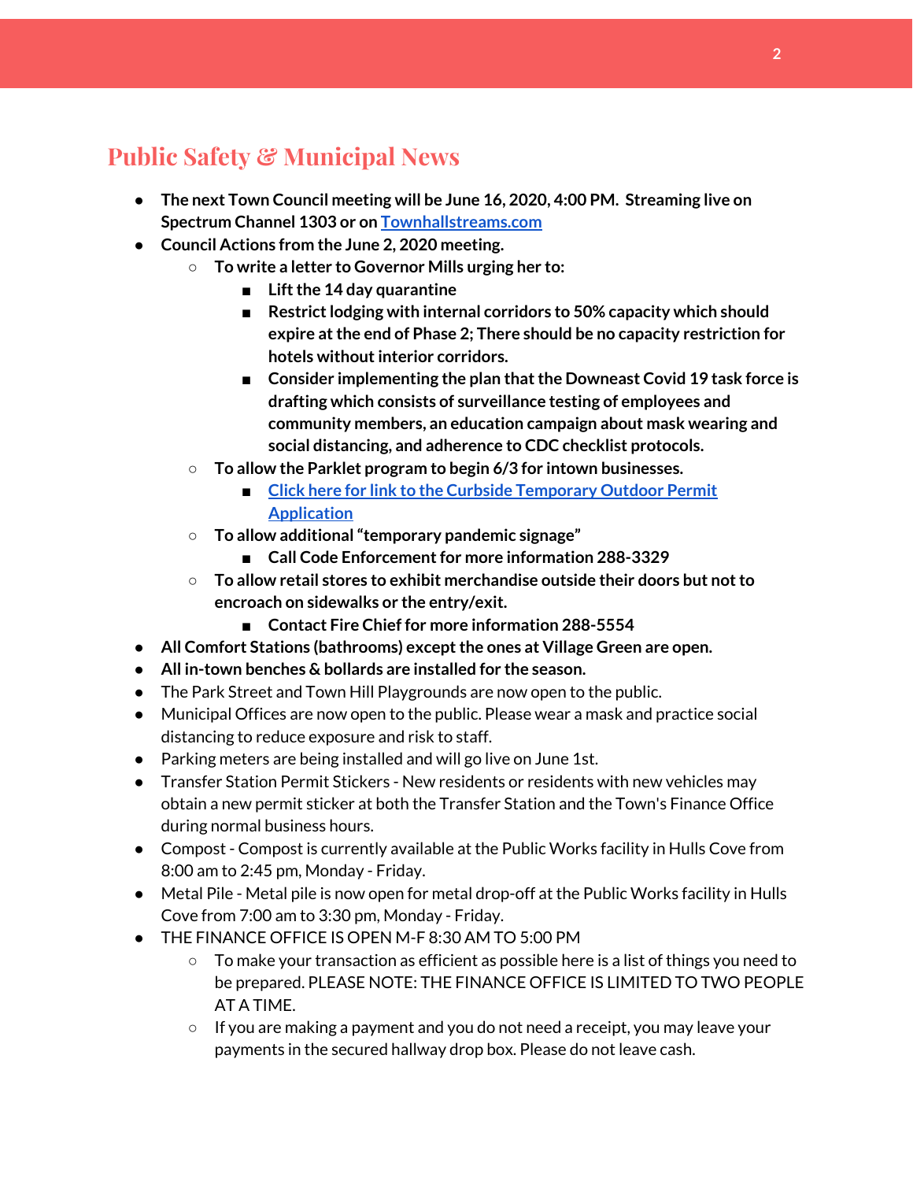## Public Safety & Municipal News

- **The next Town Council meeting will be June 16, 2020, 4:00 PM. Streaming live on Spectrum Channel 1303 or on [Townhallstreams.com](Townhallstreams.com)**
- **Council Actions from the June 2, 2020 meeting.**
    - **To write a letter to Governor Mills urging her to:**
        - **Lift the 14 day quarantine**
        - **Restrict lodging with internal corridors to 50% capacity which should expire at the end of Phase 2; There should be no capacity restriction for hotels without interior corridors.**
        - **Consider implementing the plan that the Downeast Covid 19 task force is drafting which consists of surveillance testing of employees and community members, an education campaign about mask wearing and social distancing, and adherence to CDC checklist protocols.**
    - **To allow the Parklet program to begin 6/3 for intown businesses.**
        - **Click here for link to the Curbside Temporary Outdoor Permit Application**
    - **To allow additional "temporary pandemic signage"**
        - **Call Code Enforcement for more information 288-3329**
    - **To allow retail stores to exhibit merchandise outside their doors but not to encroach on sidewalks or the entry/exit.**
        - **Contact Fire Chief for more information 288-5554**
- **All Comfort Stations (bathrooms) except the ones at Village Green are open.**
- **All in-town benches & bollards are installed for the season.**
- The Park Street and Town Hill Playgrounds are now open to the public.
- Municipal Offices are now open to the public. Please wear a mask and practice social distancing to reduce exposure and risk to staff.
- Parking meters are being installed and will go live on June 1st.
- Transfer Station Permit Stickers - New residents or residents with new vehicles may obtain a new permit sticker at both the Transfer Station and the Town's Finance Office during normal business hours.
- Compost - Compost is currently available at the Public Works facility in Hulls Cove from 8:00 am to 2:45 pm, Monday - Friday.
- Metal Pile - Metal pile is now open for metal drop-off at the Public Works facility in Hulls Cove from 7:00 am to 3:30 pm, Monday - Friday.
- THE FINANCE OFFICE IS OPEN M-F 8:30 AM TO 5:00 PM
    - To make your transaction as efficient as possible here is a list of things you need to be prepared. PLEASE NOTE: THE FINANCE OFFICE IS LIMITED TO TWO PEOPLE AT A TIME.
    - If you are making a payment and you do not need a receipt, you may leave your payments in the secured hallway drop box. Please do not leave cash.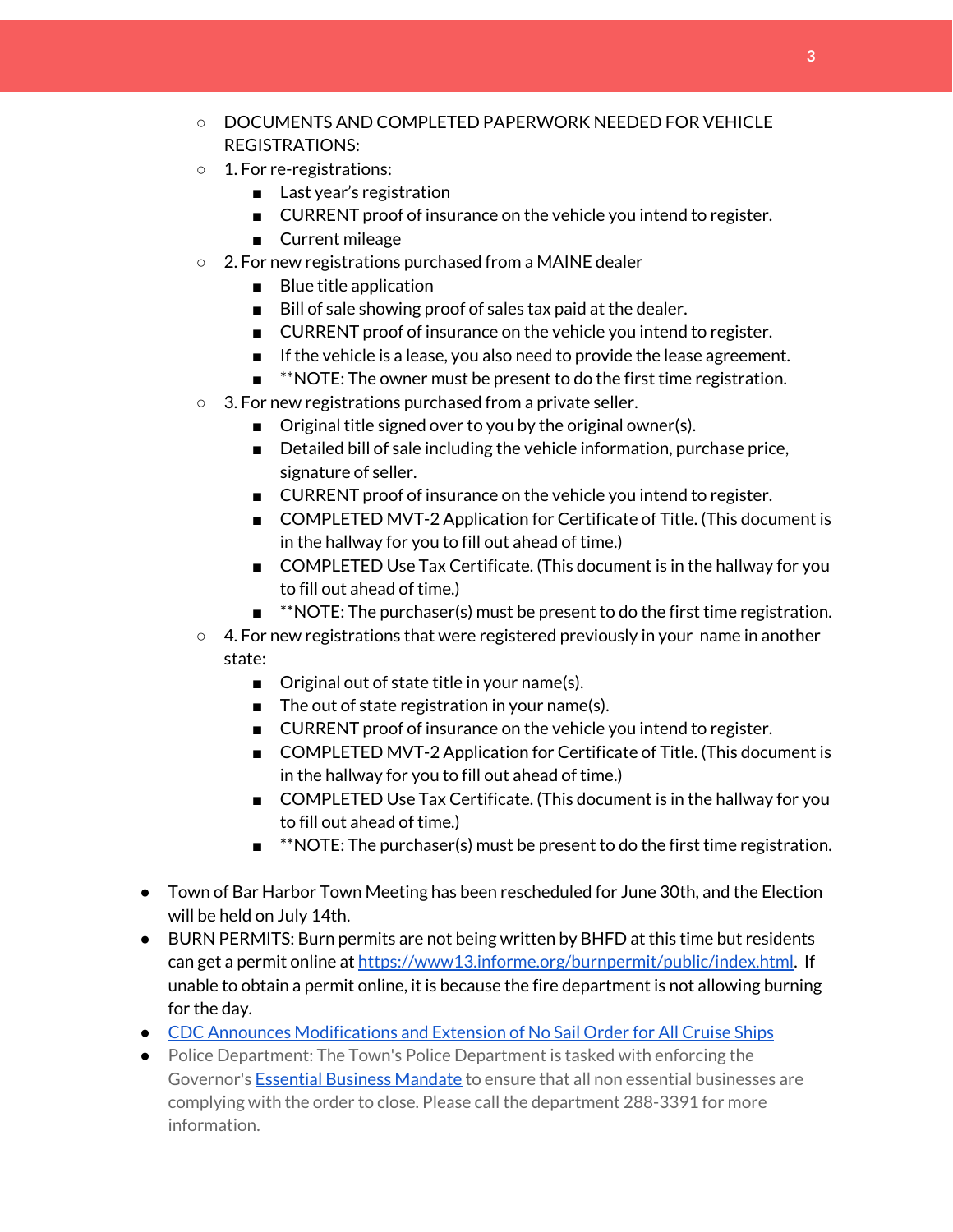- DOCUMENTS AND COMPLETED PAPERWORK NEEDED FOR VEHICLE REGISTRATIONS:
    - 1. For re-registrations:
        - Last year's registration
        - CURRENT proof of insurance on the vehicle you intend to register.
        - Current mileage
    - 2. For new registrations purchased from a MAINE dealer
        - Blue title application
        - Bill of sale showing proof of sales tax paid at the dealer.
        - CURRENT proof of insurance on the vehicle you intend to register.
        - If the vehicle is a lease, you also need to provide the lease agreement.
        - **NOTE: The owner must be present to do the first time registration.
    - 3. For new registrations purchased from a private seller.
        - Original title signed over to you by the original owner(s).
        - Detailed bill of sale including the vehicle information, purchase price, signature of seller.
        - CURRENT proof of insurance on the vehicle you intend to register.
        - COMPLETED MVT-2 Application for Certificate of Title. (This document is in the hallway for you to fill out ahead of time.)
        - COMPLETED Use Tax Certificate. (This document is in the hallway for you to fill out ahead of time.)
        - **NOTE: The purchaser(s) must be present to do the first time registration.
    - 4. For new registrations that were registered previously in your name in another state:
        - Original out of state title in your name(s).
        - The out of state registration in your name(s).
        - CURRENT proof of insurance on the vehicle you intend to register.
        - COMPLETED MVT-2 Application for Certificate of Title. (This document is in the hallway for you to fill out ahead of time.)
        - COMPLETED Use Tax Certificate. (This document is in the hallway for you to fill out ahead of time.)
        - **NOTE: The purchaser(s) must be present to do the first time registration.

- Town of Bar Harbor Town Meeting has been rescheduled for June 30th, and the Election will be held on July 14th.
- BURN PERMITS: Burn permits are not being written by BHFD at this time but residents can get a permit online at [https://www13.informe.org/burnpermit/public/index.html](https://www13.informe.org/burnpermit/public/index.html). If unable to obtain a permit online, it is because the fire department is not allowing burning for the day.
- [CDC Announces Modifications and Extension of No Sail Order for All Cruise Ships]()
- Police Department: The Town's Police Department is tasked with enforcing the Governor's [Essential Business Mandate]() to ensure that all non essential businesses are complying with the order to close. Please call the department 288-3391 for more information.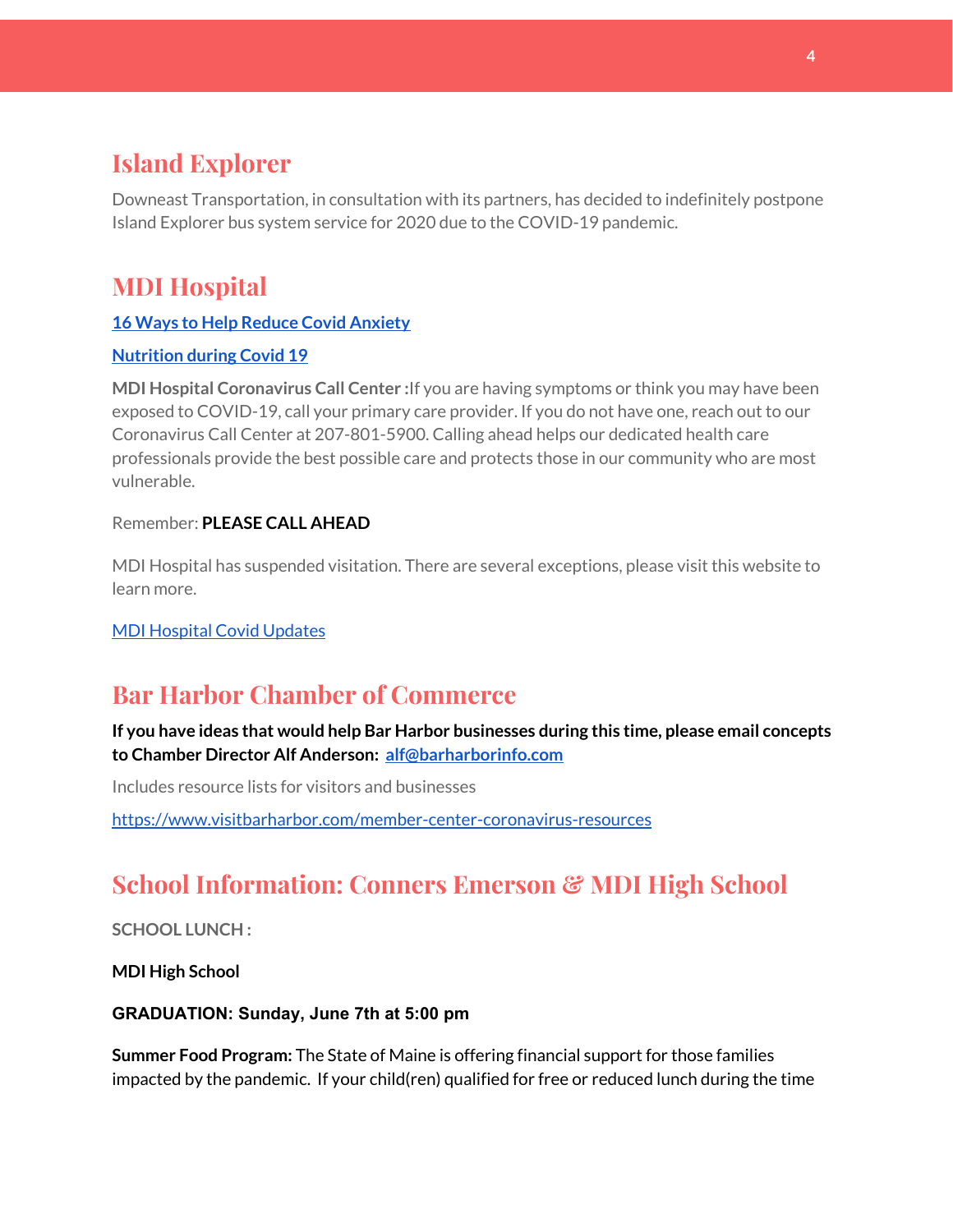## Island Explorer

Downeast Transportation, in consultation with its partners, has decided to indefinitely postpone Island Explorer bus system service for 2020 due to the COVID-19 pandemic.

## MDI Hospital

**16 Ways to Help Reduce Covid Anxiety**

**Nutrition during Covid 19**

**MDI Hospital Coronavirus Call Center :** If you are having symptoms or think you may have been exposed to COVID-19, call your primary care provider. If you do not have one, reach out to our Coronavirus Call Center at 207-801-5900. Calling ahead helps our dedicated health care professionals provide the best possible care and protects those in our community who are most vulnerable.

Remember: **PLEASE CALL AHEAD**

MDI Hospital has suspended visitation. There are several exceptions, please visit this website to learn more.

MDI Hospital Covid Updates

## Bar Harbor Chamber of Commerce

**If you have ideas that would help Bar Harbor businesses during this time, please email concepts to Chamber Director Alf Anderson: alf@barharborinfo.com**

Includes resource lists for visitors and businesses

https://www.visitbarharbor.com/member-center-coronavirus-resources

## School Information: Conners Emerson & MDI High School

**SCHOOL LUNCH :**

**MDI High School**

**GRADUATION: Sunday, June 7th at 5:00 pm**

**Summer Food Program:** The State of Maine is offering financial support for those families impacted by the pandemic. If your child(ren) qualified for free or reduced lunch during the time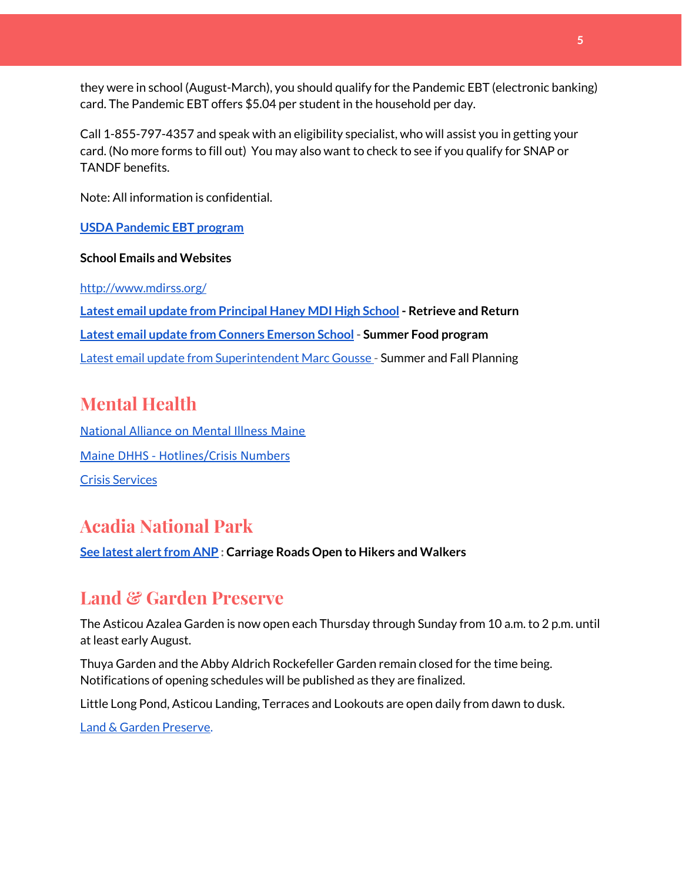they were in school (August-March), you should qualify for the Pandemic EBT (electronic banking) card. The Pandemic EBT offers $5.04 per student in the household per day.

Call 1-855-797-4357 and speak with an eligibility specialist, who will assist you in getting your card. (No more forms to fill out)  You may also want to check to see if you qualify for SNAP or TANDF benefits.

Note: All information is confidential.

**USDA Pandemic EBT program**

**School Emails and Websites**

http://www.mdirss.org/

**Latest email update from Principal Haney MDI High School - Retrieve and Return**

**Latest email update from Conners Emerson School - Summer Food program**

Latest email update from Superintendent Marc Gousse - Summer and Fall Planning

## Mental Health

National Alliance on Mental Illness Maine

Maine DHHS - Hotlines/Crisis Numbers

Crisis Services

## Acadia National Park

**See latest alert from ANP : Carriage Roads Open to Hikers and Walkers**

## Land & Garden Preserve

The Asticou Azalea Garden is now open each Thursday through Sunday from 10 a.m. to 2 p.m. until at least early August.

Thuya Garden and the Abby Aldrich Rockefeller Garden remain closed for the time being. Notifications of opening schedules will be published as they are finalized.

Little Long Pond, Asticou Landing, Terraces and Lookouts are open daily from dawn to dusk.

Land & Garden Preserve.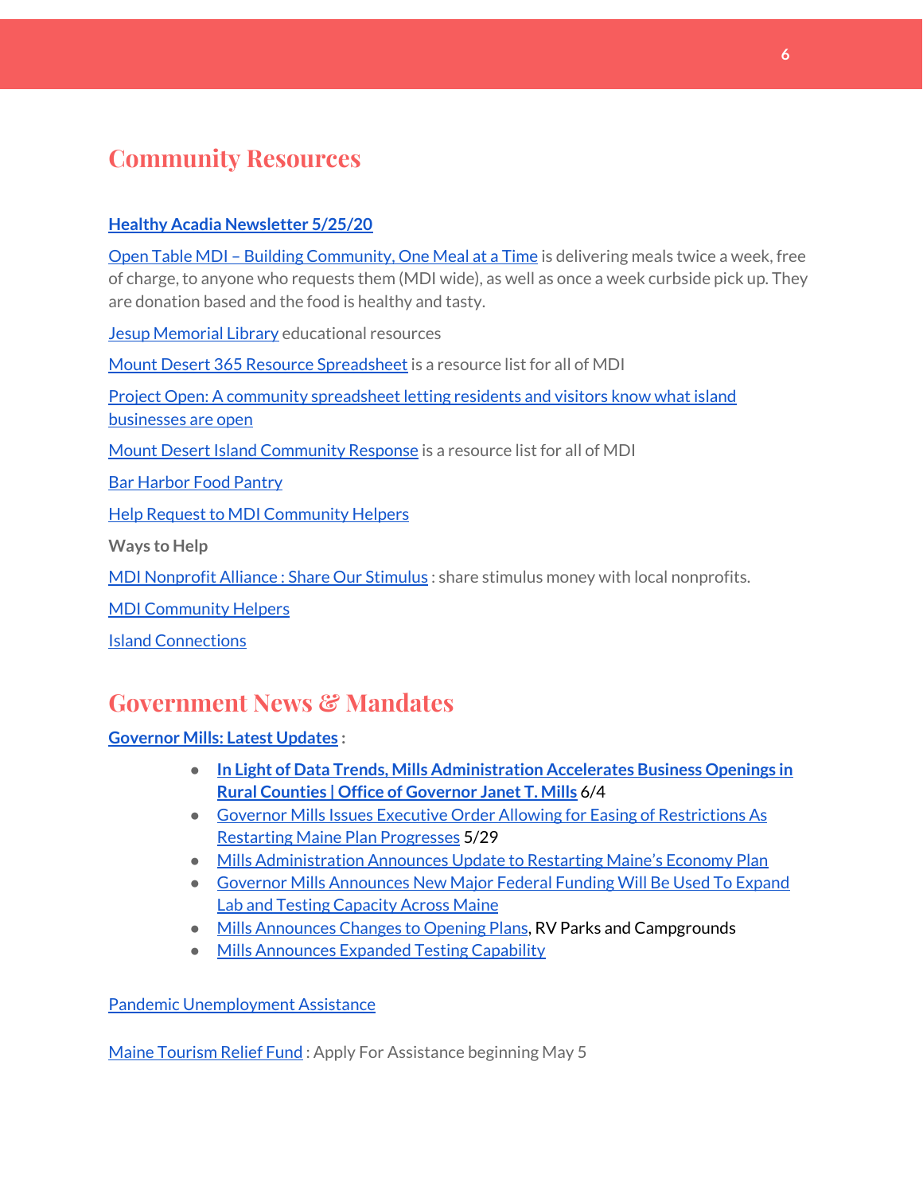## Community Resources

**Healthy Acadia Newsletter 5/25/20**

Open Table MDI – Building Community, One Meal at a Time is delivering meals twice a week, free of charge, to anyone who requests them (MDI wide), as well as once a week curbside pick up. They are donation based and the food is healthy and tasty.

Jesup Memorial Library educational resources

Mount Desert 365 Resource Spreadsheet is a resource list for all of MDI

Project Open: A community spreadsheet letting residents and visitors know what island businesses are open

Mount Desert Island Community Response is a resource list for all of MDI

Bar Harbor Food Pantry

Help Request to MDI Community Helpers

**Ways to Help**

MDI Nonprofit Alliance : Share Our Stimulus : share stimulus money with local nonprofits.

MDI Community Helpers

Island Connections

## Government News & Mandates

**Governor Mills: Latest Updates** :

- **In Light of Data Trends, Mills Administration Accelerates Business Openings in Rural Counties | Office of Governor Janet T. Mills** 6/4
- Governor Mills Issues Executive Order Allowing for Easing of Restrictions As Restarting Maine Plan Progresses 5/29
- Mills Administration Announces Update to Restarting Maine's Economy Plan
- Governor Mills Announces New Major Federal Funding Will Be Used To Expand Lab and Testing Capacity Across Maine
- Mills Announces Changes to Opening Plans, RV Parks and Campgrounds
- Mills Announces Expanded Testing Capability

Pandemic Unemployment Assistance

Maine Tourism Relief Fund : Apply For Assistance beginning May 5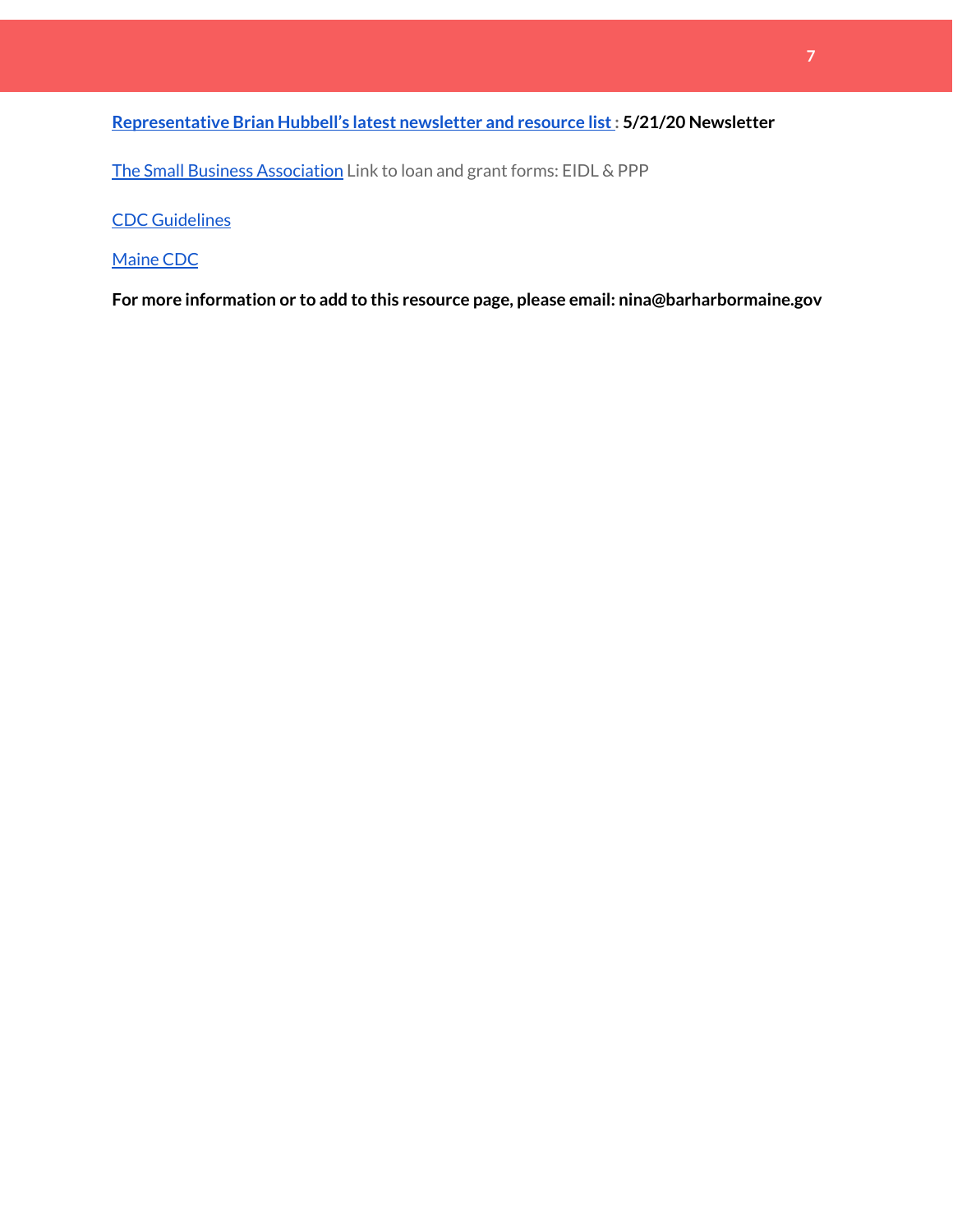**Representative Brian Hubbell's latest newsletter and resource list : 5/21/20 Newsletter**

The Small Business Association Link to loan and grant forms: EIDL & PPP

CDC Guidelines

Maine CDC

**For more information or to add to this resource page, please email: nina@barharbormaine.gov**